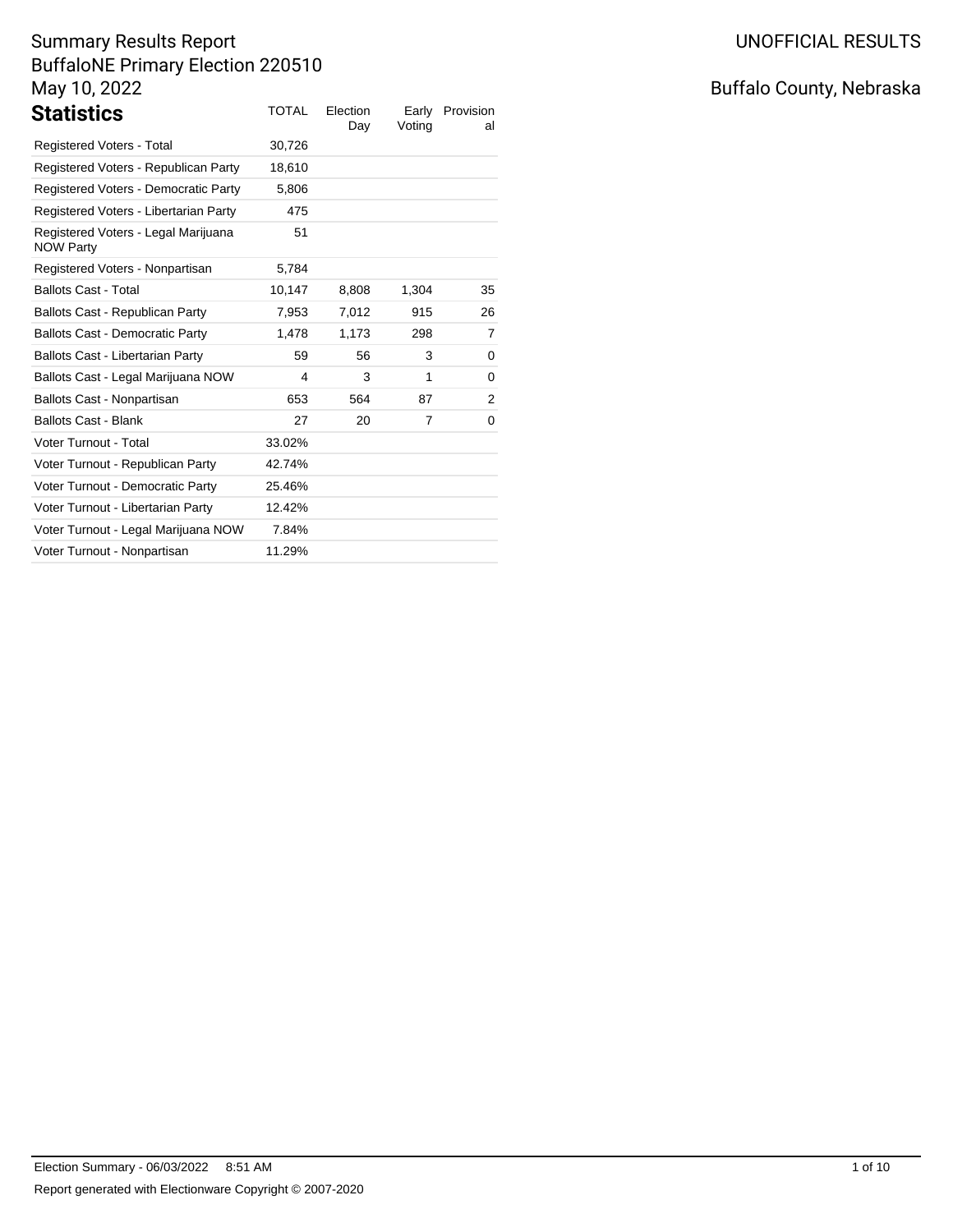# Summary Results Report
BuffaloNE Primary Election 220510
May 10, 2022

UNOFFICIAL RESULTS

Buffalo County, Nebraska

## Statistics

| | TOTAL | Election Day | Early Voting | Provisional |
|---|---|---|---|---|
| Registered Voters - Total | 30,726 | | | |
| Registered Voters - Republican Party | 18,610 | | | |
| Registered Voters - Democratic Party | 5,806 | | | |
| Registered Voters - Libertarian Party | 475 | | | |
| Registered Voters - Legal Marijuana NOW Party | 51 | | | |
| Registered Voters - Nonpartisan | 5,784 | | | |
| Ballots Cast - Total | 10,147 | 8,808 | 1,304 | 35 |
| Ballots Cast - Republican Party | 7,953 | 7,012 | 915 | 26 |
| Ballots Cast - Democratic Party | 1,478 | 1,173 | 298 | 7 |
| Ballots Cast - Libertarian Party | 59 | 56 | 3 | 0 |
| Ballots Cast - Legal Marijuana NOW | 4 | 3 | 1 | 0 |
| Ballots Cast - Nonpartisan | 653 | 564 | 87 | 2 |
| Ballots Cast - Blank | 27 | 20 | 7 | 0 |
| Voter Turnout - Total | 33.02% | | | |
| Voter Turnout - Republican Party | 42.74% | | | |
| Voter Turnout - Democratic Party | 25.46% | | | |
| Voter Turnout - Libertarian Party | 12.42% | | | |
| Voter Turnout - Legal Marijuana NOW | 7.84% | | | |
| Voter Turnout - Nonpartisan | 11.29% | | | |

Election Summary - 06/03/2022 8:51 AM

Report generated with Electionware Copyright © 2007-2020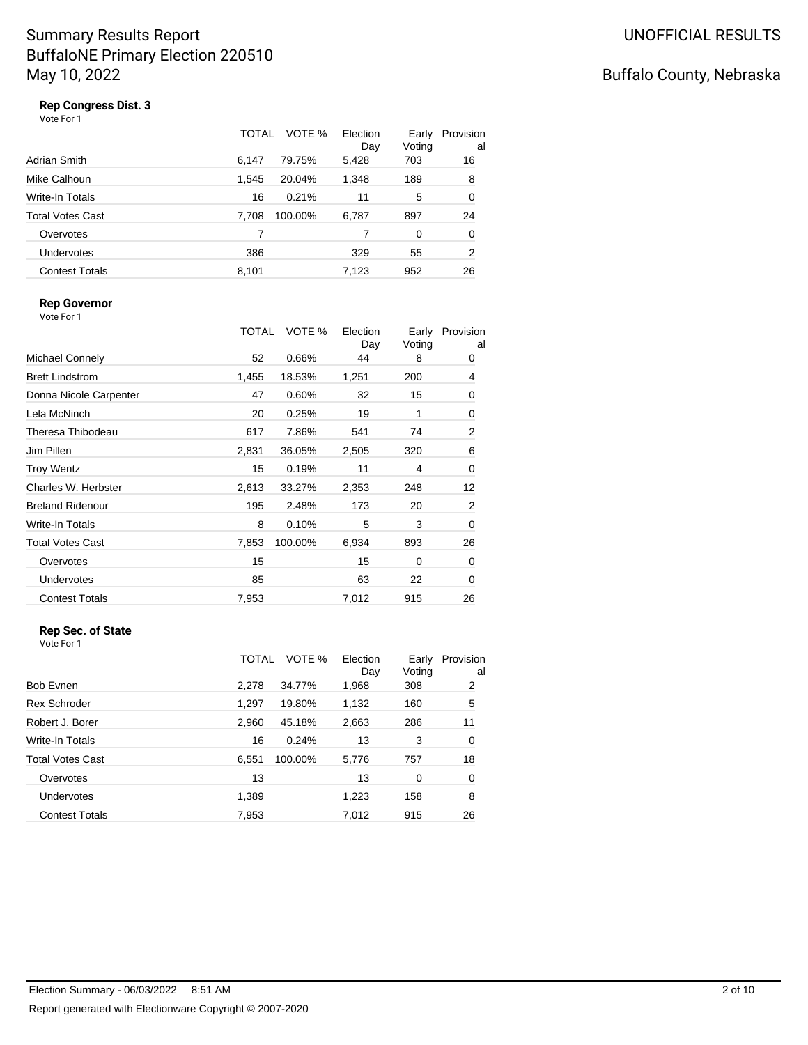# Summary Results Report
## BuffaloNE Primary Election 220510
## May 10, 2022

UNOFFICIAL RESULTS

Buffalo County, Nebraska

### Rep Congress Dist. 3

Vote For 1

| | TOTAL | VOTE % | Election Day | Early Voting | Provisional |
|---|---|---|---|---|---|
| Adrian Smith | 6,147 | 79.75% | 5,428 | 703 | 16 |
| Mike Calhoun | 1,545 | 20.04% | 1,348 | 189 | 8 |
| Write-In Totals | 16 | 0.21% | 11 | 5 | 0 |
| Total Votes Cast | 7,708 | 100.00% | 6,787 | 897 | 24 |
| Overvotes | 7 | | 7 | 0 | 0 |
| Undervotes | 386 | | 329 | 55 | 2 |
| Contest Totals | 8,101 | | 7,123 | 952 | 26 |

### Rep Governor

Vote For 1

| | TOTAL | VOTE % | Election Day | Early Voting | Provisional |
|---|---|---|---|---|---|
| Michael Connely | 52 | 0.66% | 44 | 8 | 0 |
| Brett Lindstrom | 1,455 | 18.53% | 1,251 | 200 | 4 |
| Donna Nicole Carpenter | 47 | 0.60% | 32 | 15 | 0 |
| Lela McNinch | 20 | 0.25% | 19 | 1 | 0 |
| Theresa Thibodeau | 617 | 7.86% | 541 | 74 | 2 |
| Jim Pillen | 2,831 | 36.05% | 2,505 | 320 | 6 |
| Troy Wentz | 15 | 0.19% | 11 | 4 | 0 |
| Charles W. Herbster | 2,613 | 33.27% | 2,353 | 248 | 12 |
| Breland Ridenour | 195 | 2.48% | 173 | 20 | 2 |
| Write-In Totals | 8 | 0.10% | 5 | 3 | 0 |
| Total Votes Cast | 7,853 | 100.00% | 6,934 | 893 | 26 |
| Overvotes | 15 | | 15 | 0 | 0 |
| Undervotes | 85 | | 63 | 22 | 0 |
| Contest Totals | 7,953 | | 7,012 | 915 | 26 |

### Rep Sec. of State

Vote For 1

| | TOTAL | VOTE % | Election Day | Early Voting | Provisional |
|---|---|---|---|---|---|
| Bob Evnen | 2,278 | 34.77% | 1,968 | 308 | 2 |
| Rex Schroder | 1,297 | 19.80% | 1,132 | 160 | 5 |
| Robert J. Borer | 2,960 | 45.18% | 2,663 | 286 | 11 |
| Write-In Totals | 16 | 0.24% | 13 | 3 | 0 |
| Total Votes Cast | 6,551 | 100.00% | 5,776 | 757 | 18 |
| Overvotes | 13 | | 13 | 0 | 0 |
| Undervotes | 1,389 | | 1,223 | 158 | 8 |
| Contest Totals | 7,953 | | 7,012 | 915 | 26 |

Election Summary - 06/03/2022 8:51 AM

Report generated with Electionware Copyright © 2007-2020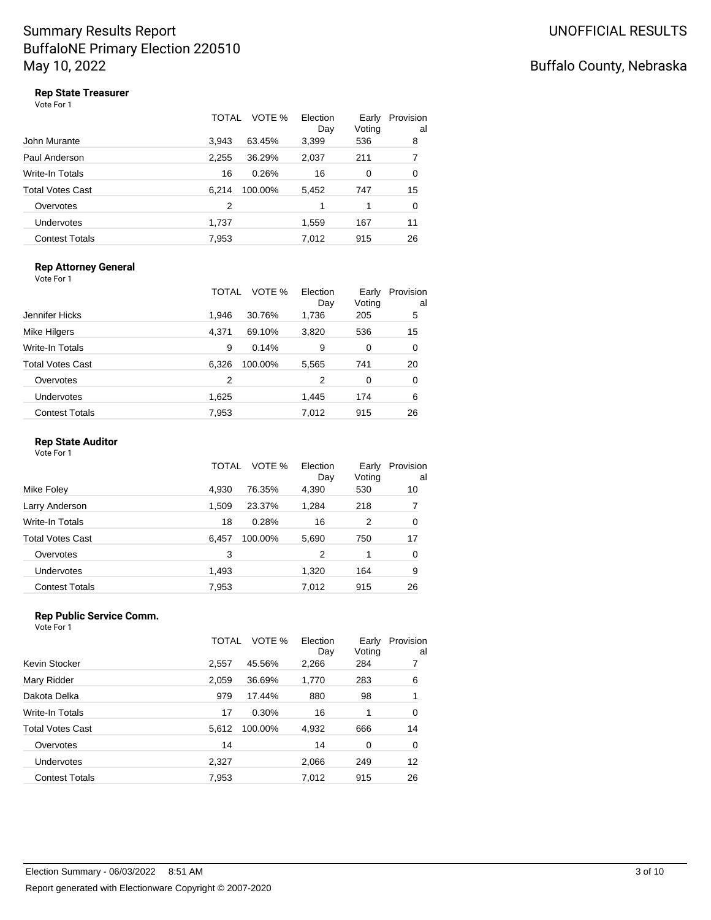### Rep State Treasurer

Vote For 1

| | TOTAL | VOTE % | Election Day | Early Voting | Provisional |
|---|---|---|---|---|---|
| John Murante | 3,943 | 63.45% | 3,399 | 536 | 8 |
| Paul Anderson | 2,255 | 36.29% | 2,037 | 211 | 7 |
| Write-In Totals | 16 | 0.26% | 16 | 0 | 0 |
| Total Votes Cast | 6,214 | 100.00% | 5,452 | 747 | 15 |
| Overvotes | 2 | | 1 | 1 | 0 |
| Undervotes | 1,737 | | 1,559 | 167 | 11 |
| Contest Totals | 7,953 | | 7,012 | 915 | 26 |

### Rep Attorney General

Vote For 1

| | TOTAL | VOTE % | Election Day | Early Voting | Provisional |
|---|---|---|---|---|---|
| Jennifer Hicks | 1,946 | 30.76% | 1,736 | 205 | 5 |
| Mike Hilgers | 4,371 | 69.10% | 3,820 | 536 | 15 |
| Write-In Totals | 9 | 0.14% | 9 | 0 | 0 |
| Total Votes Cast | 6,326 | 100.00% | 5,565 | 741 | 20 |
| Overvotes | 2 | | 2 | 0 | 0 |
| Undervotes | 1,625 | | 1,445 | 174 | 6 |
| Contest Totals | 7,953 | | 7,012 | 915 | 26 |

### Rep State Auditor

Vote For 1

| | TOTAL | VOTE % | Election Day | Early Voting | Provisional |
|---|---|---|---|---|---|
| Mike Foley | 4,930 | 76.35% | 4,390 | 530 | 10 |
| Larry Anderson | 1,509 | 23.37% | 1,284 | 218 | 7 |
| Write-In Totals | 18 | 0.28% | 16 | 2 | 0 |
| Total Votes Cast | 6,457 | 100.00% | 5,690 | 750 | 17 |
| Overvotes | 3 | | 2 | 1 | 0 |
| Undervotes | 1,493 | | 1,320 | 164 | 9 |
| Contest Totals | 7,953 | | 7,012 | 915 | 26 |

### Rep Public Service Comm.

Vote For 1

| | TOTAL | VOTE % | Election Day | Early Voting | Provisional |
|---|---|---|---|---|---|
| Kevin Stocker | 2,557 | 45.56% | 2,266 | 284 | 7 |
| Mary Ridder | 2,059 | 36.69% | 1,770 | 283 | 6 |
| Dakota Delka | 979 | 17.44% | 880 | 98 | 1 |
| Write-In Totals | 17 | 0.30% | 16 | 1 | 0 |
| Total Votes Cast | 5,612 | 100.00% | 4,932 | 666 | 14 |
| Overvotes | 14 | | 14 | 0 | 0 |
| Undervotes | 2,327 | | 2,066 | 249 | 12 |
| Contest Totals | 7,953 | | 7,012 | 915 | 26 |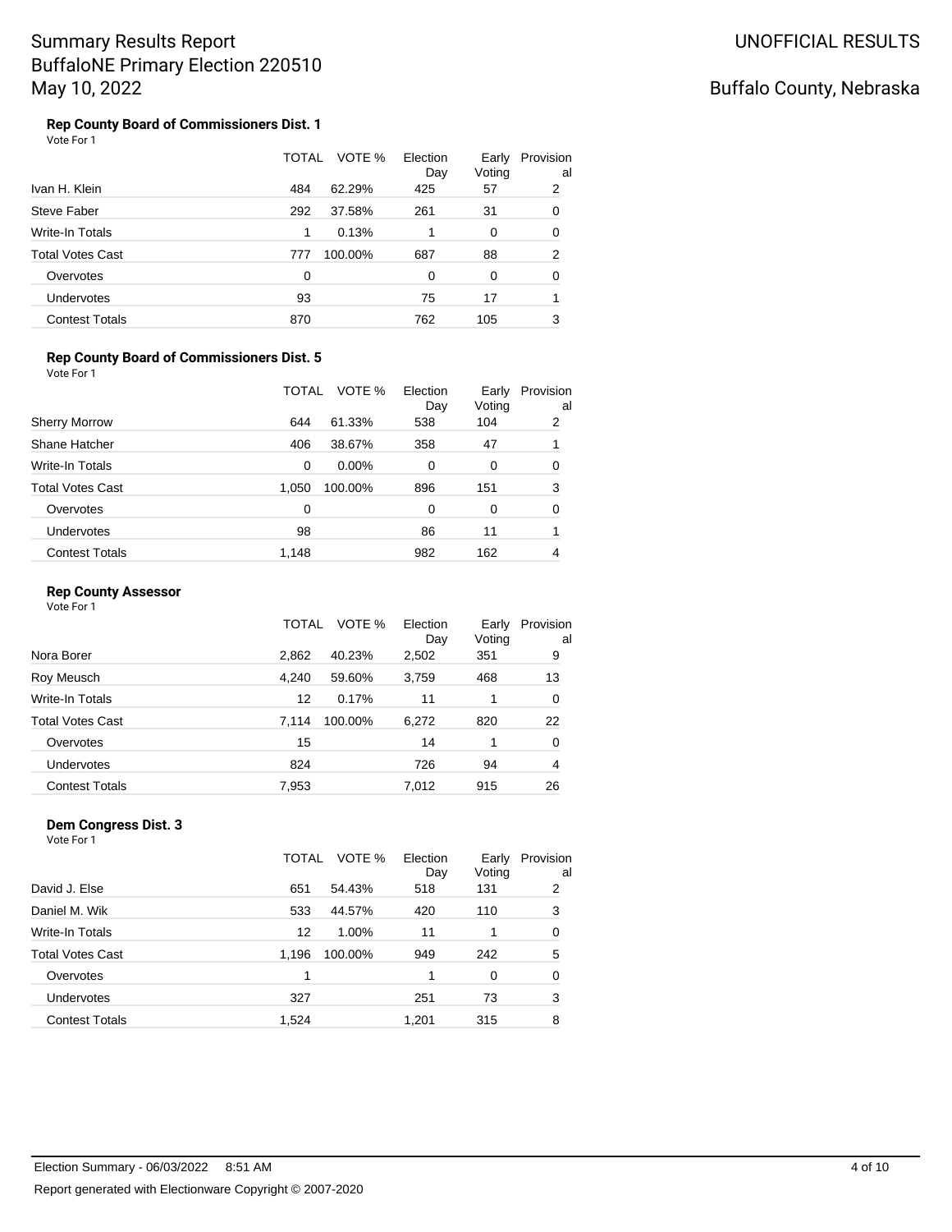Summary Results Report
BuffaloNE Primary Election 220510
May 10, 2022

UNOFFICIAL RESULTS

Buffalo County, Nebraska

### Rep County Board of Commissioners Dist. 1

Vote For 1

| | TOTAL | VOTE % | Election Day | Early Voting | Provisional |
|---|---|---|---|---|---|
| Ivan H. Klein | 484 | 62.29% | 425 | 57 | 2 |
| Steve Faber | 292 | 37.58% | 261 | 31 | 0 |
| Write-In Totals | 1 | 0.13% | 1 | 0 | 0 |
| Total Votes Cast | 777 | 100.00% | 687 | 88 | 2 |
| Overvotes | 0 | | 0 | 0 | 0 |
| Undervotes | 93 | | 75 | 17 | 1 |
| Contest Totals | 870 | | 762 | 105 | 3 |

### Rep County Board of Commissioners Dist. 5

Vote For 1

| | TOTAL | VOTE % | Election Day | Early Voting | Provisional |
|---|---|---|---|---|---|
| Sherry Morrow | 644 | 61.33% | 538 | 104 | 2 |
| Shane Hatcher | 406 | 38.67% | 358 | 47 | 1 |
| Write-In Totals | 0 | 0.00% | 0 | 0 | 0 |
| Total Votes Cast | 1,050 | 100.00% | 896 | 151 | 3 |
| Overvotes | 0 | | 0 | 0 | 0 |
| Undervotes | 98 | | 86 | 11 | 1 |
| Contest Totals | 1,148 | | 982 | 162 | 4 |

### Rep County Assessor

Vote For 1

| | TOTAL | VOTE % | Election Day | Early Voting | Provisional |
|---|---|---|---|---|---|
| Nora Borer | 2,862 | 40.23% | 2,502 | 351 | 9 |
| Roy Meusch | 4,240 | 59.60% | 3,759 | 468 | 13 |
| Write-In Totals | 12 | 0.17% | 11 | 1 | 0 |
| Total Votes Cast | 7,114 | 100.00% | 6,272 | 820 | 22 |
| Overvotes | 15 | | 14 | 1 | 0 |
| Undervotes | 824 | | 726 | 94 | 4 |
| Contest Totals | 7,953 | | 7,012 | 915 | 26 |

### Dem Congress Dist. 3

Vote For 1

| | TOTAL | VOTE % | Election Day | Early Voting | Provisional |
|---|---|---|---|---|---|
| David J. Else | 651 | 54.43% | 518 | 131 | 2 |
| Daniel M. Wik | 533 | 44.57% | 420 | 110 | 3 |
| Write-In Totals | 12 | 1.00% | 11 | 1 | 0 |
| Total Votes Cast | 1,196 | 100.00% | 949 | 242 | 5 |
| Overvotes | 1 | | 1 | 0 | 0 |
| Undervotes | 327 | | 251 | 73 | 3 |
| Contest Totals | 1,524 | | 1,201 | 315 | 8 |

Election Summary - 06/03/2022 8:51 AM

Report generated with Electionware Copyright © 2007-2020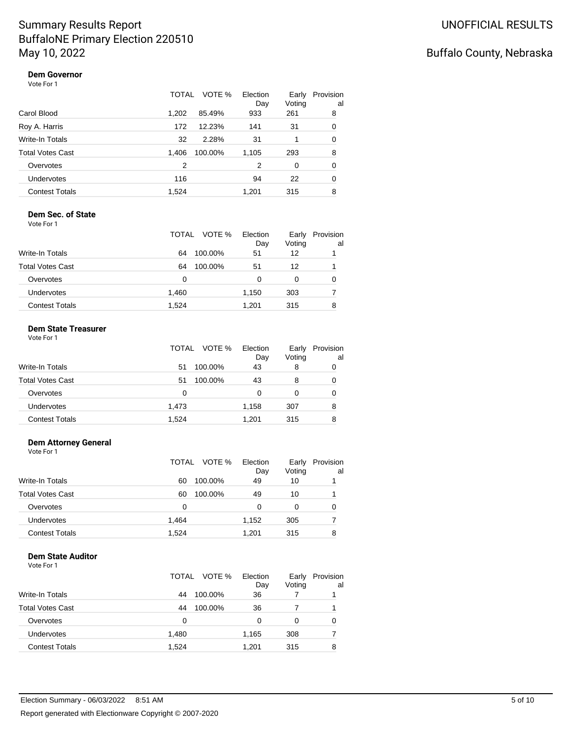# Summary Results Report
# BuffaloNE Primary Election 220510
# May 10, 2022

UNOFFICIAL RESULTS

Buffalo County, Nebraska

### Dem Governor

Vote For 1

| | TOTAL | VOTE % | Election Day | Early Voting | Provisional |
|---|---|---|---|---|---|
| Carol Blood | 1,202 | 85.49% | 933 | 261 | 8 |
| Roy A. Harris | 172 | 12.23% | 141 | 31 | 0 |
| Write-In Totals | 32 | 2.28% | 31 | 1 | 0 |
| Total Votes Cast | 1,406 | 100.00% | 1,105 | 293 | 8 |
| Overvotes | 2 | | 2 | 0 | 0 |
| Undervotes | 116 | | 94 | 22 | 0 |
| Contest Totals | 1,524 | | 1,201 | 315 | 8 |

### Dem Sec. of State

Vote For 1

| | TOTAL | VOTE % | Election Day | Early Voting | Provisional |
|---|---|---|---|---|---|
| Write-In Totals | 64 | 100.00% | 51 | 12 | 1 |
| Total Votes Cast | 64 | 100.00% | 51 | 12 | 1 |
| Overvotes | 0 | | 0 | 0 | 0 |
| Undervotes | 1,460 | | 1,150 | 303 | 7 |
| Contest Totals | 1,524 | | 1,201 | 315 | 8 |

### Dem State Treasurer

Vote For 1

| | TOTAL | VOTE % | Election Day | Early Voting | Provisional |
|---|---|---|---|---|---|
| Write-In Totals | 51 | 100.00% | 43 | 8 | 0 |
| Total Votes Cast | 51 | 100.00% | 43 | 8 | 0 |
| Overvotes | 0 | | 0 | 0 | 0 |
| Undervotes | 1,473 | | 1,158 | 307 | 8 |
| Contest Totals | 1,524 | | 1,201 | 315 | 8 |

### Dem Attorney General

Vote For 1

| | TOTAL | VOTE % | Election Day | Early Voting | Provisional |
|---|---|---|---|---|---|
| Write-In Totals | 60 | 100.00% | 49 | 10 | 1 |
| Total Votes Cast | 60 | 100.00% | 49 | 10 | 1 |
| Overvotes | 0 | | 0 | 0 | 0 |
| Undervotes | 1,464 | | 1,152 | 305 | 7 |
| Contest Totals | 1,524 | | 1,201 | 315 | 8 |

### Dem State Auditor

Vote For 1

| | TOTAL | VOTE % | Election Day | Early Voting | Provisional |
|---|---|---|---|---|---|
| Write-In Totals | 44 | 100.00% | 36 | 7 | 1 |
| Total Votes Cast | 44 | 100.00% | 36 | 7 | 1 |
| Overvotes | 0 | | 0 | 0 | 0 |
| Undervotes | 1,480 | | 1,165 | 308 | 7 |
| Contest Totals | 1,524 | | 1,201 | 315 | 8 |

Election Summary - 06/03/2022 8:51 AM

Report generated with Electionware Copyright © 2007-2020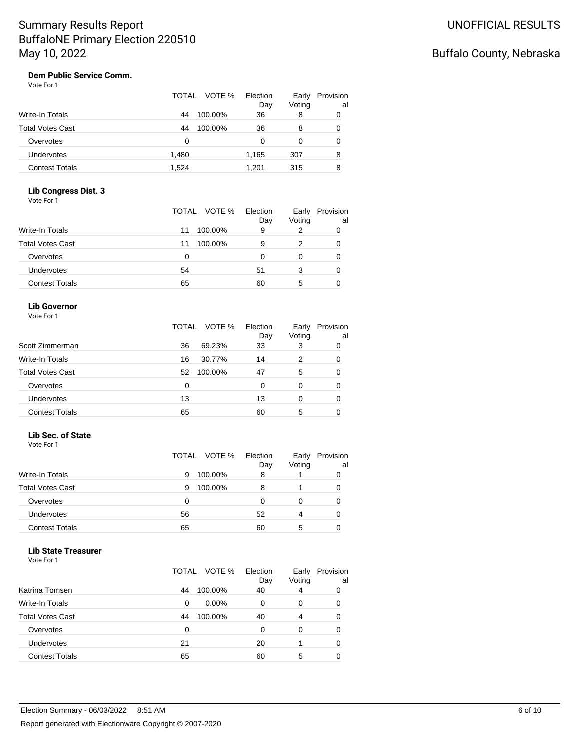# Summary Results Report
# BuffaloNE Primary Election 220510
# May 10, 2022

UNOFFICIAL RESULTS

Buffalo County, Nebraska

### Dem Public Service Comm.

Vote For 1

| | TOTAL | VOTE % | Election Day | Early Voting | Provisional |
|---|---|---|---|---|---|
| Write-In Totals | 44 | 100.00% | 36 | 8 | 0 |
| Total Votes Cast | 44 | 100.00% | 36 | 8 | 0 |
| Overvotes | 0 | | 0 | 0 | 0 |
| Undervotes | 1,480 | | 1,165 | 307 | 8 |
| Contest Totals | 1,524 | | 1,201 | 315 | 8 |

### Lib Congress Dist. 3

Vote For 1

| | TOTAL | VOTE % | Election Day | Early Voting | Provisional |
|---|---|---|---|---|---|
| Write-In Totals | 11 | 100.00% | 9 | 2 | 0 |
| Total Votes Cast | 11 | 100.00% | 9 | 2 | 0 |
| Overvotes | 0 | | 0 | 0 | 0 |
| Undervotes | 54 | | 51 | 3 | 0 |
| Contest Totals | 65 | | 60 | 5 | 0 |

### Lib Governor

Vote For 1

| | TOTAL | VOTE % | Election Day | Early Voting | Provisional |
|---|---|---|---|---|---|
| Scott Zimmerman | 36 | 69.23% | 33 | 3 | 0 |
| Write-In Totals | 16 | 30.77% | 14 | 2 | 0 |
| Total Votes Cast | 52 | 100.00% | 47 | 5 | 0 |
| Overvotes | 0 | | 0 | 0 | 0 |
| Undervotes | 13 | | 13 | 0 | 0 |
| Contest Totals | 65 | | 60 | 5 | 0 |

### Lib Sec. of State

Vote For 1

| | TOTAL | VOTE % | Election Day | Early Voting | Provisional |
|---|---|---|---|---|---|
| Write-In Totals | 9 | 100.00% | 8 | 1 | 0 |
| Total Votes Cast | 9 | 100.00% | 8 | 1 | 0 |
| Overvotes | 0 | | 0 | 0 | 0 |
| Undervotes | 56 | | 52 | 4 | 0 |
| Contest Totals | 65 | | 60 | 5 | 0 |

### Lib State Treasurer

Vote For 1

| | TOTAL | VOTE % | Election Day | Early Voting | Provisional |
|---|---|---|---|---|---|
| Katrina Tomsen | 44 | 100.00% | 40 | 4 | 0 |
| Write-In Totals | 0 | 0.00% | 0 | 0 | 0 |
| Total Votes Cast | 44 | 100.00% | 40 | 4 | 0 |
| Overvotes | 0 | | 0 | 0 | 0 |
| Undervotes | 21 | | 20 | 1 | 0 |
| Contest Totals | 65 | | 60 | 5 | 0 |

Election Summary - 06/03/2022 8:51 AM

Report generated with Electionware Copyright © 2007-2020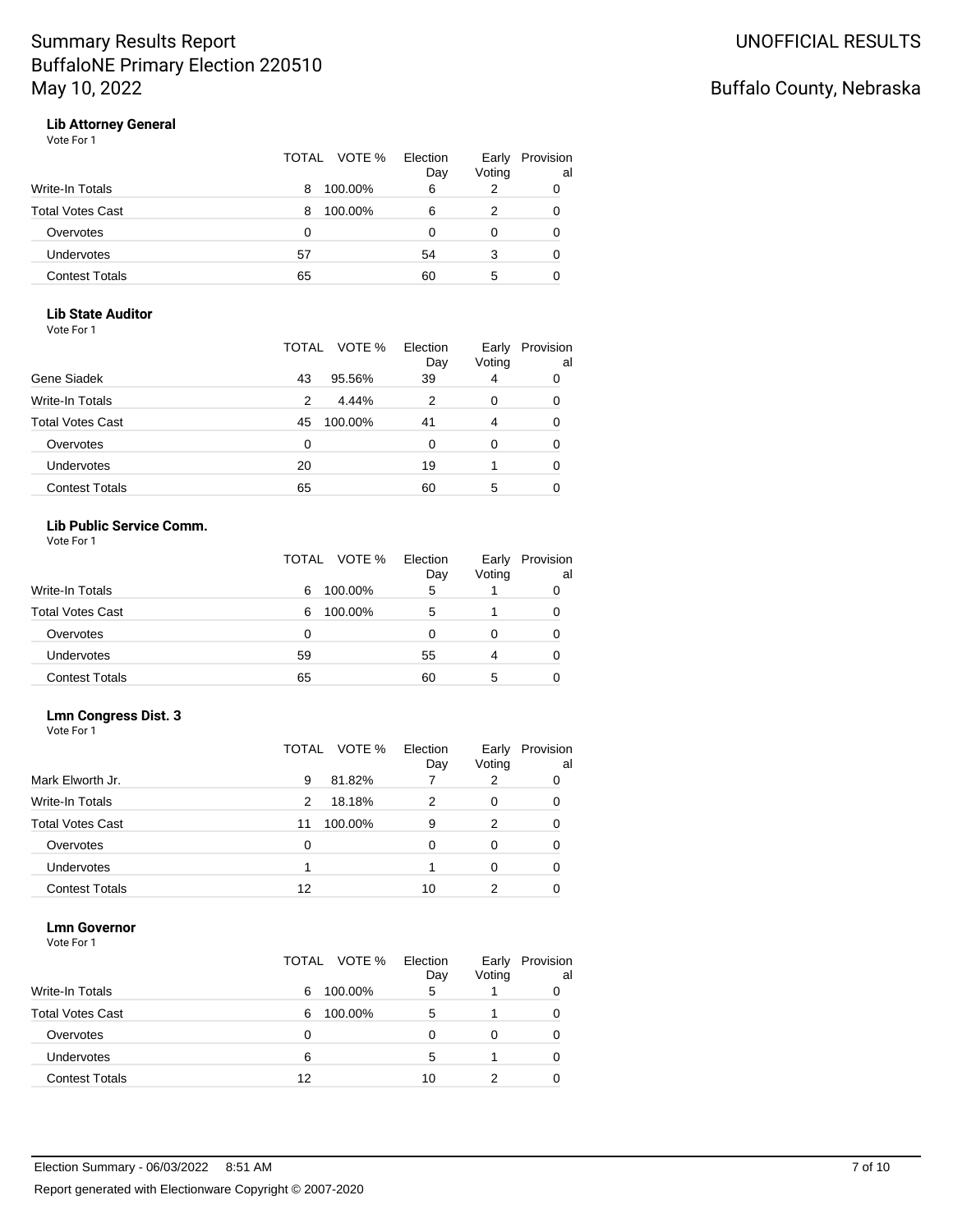# Summary Results Report
# BuffaloNE Primary Election 220510
# May 10, 2022

UNOFFICIAL RESULTS

Buffalo County, Nebraska

### Lib Attorney General

Vote For 1

| | TOTAL | VOTE % | Election Day | Early Voting | Provisional |
|---|---|---|---|---|---|
| Write-In Totals | 8 | 100.00% | 6 | 2 | 0 |
| Total Votes Cast | 8 | 100.00% | 6 | 2 | 0 |
| Overvotes | 0 | | 0 | 0 | 0 |
| Undervotes | 57 | | 54 | 3 | 0 |
| Contest Totals | 65 | | 60 | 5 | 0 |

### Lib State Auditor

Vote For 1

| | TOTAL | VOTE % | Election Day | Early Voting | Provisional |
|---|---|---|---|---|---|
| Gene Siadek | 43 | 95.56% | 39 | 4 | 0 |
| Write-In Totals | 2 | 4.44% | 2 | 0 | 0 |
| Total Votes Cast | 45 | 100.00% | 41 | 4 | 0 |
| Overvotes | 0 | | 0 | 0 | 0 |
| Undervotes | 20 | | 19 | 1 | 0 |
| Contest Totals | 65 | | 60 | 5 | 0 |

### Lib Public Service Comm.

Vote For 1

| | TOTAL | VOTE % | Election Day | Early Voting | Provisional |
|---|---|---|---|---|---|
| Write-In Totals | 6 | 100.00% | 5 | 1 | 0 |
| Total Votes Cast | 6 | 100.00% | 5 | 1 | 0 |
| Overvotes | 0 | | 0 | 0 | 0 |
| Undervotes | 59 | | 55 | 4 | 0 |
| Contest Totals | 65 | | 60 | 5 | 0 |

### Lmn Congress Dist. 3

Vote For 1

| | TOTAL | VOTE % | Election Day | Early Voting | Provisional |
|---|---|---|---|---|---|
| Mark Elworth Jr. | 9 | 81.82% | 7 | 2 | 0 |
| Write-In Totals | 2 | 18.18% | 2 | 0 | 0 |
| Total Votes Cast | 11 | 100.00% | 9 | 2 | 0 |
| Overvotes | 0 | | 0 | 0 | 0 |
| Undervotes | 1 | | 1 | 0 | 0 |
| Contest Totals | 12 | | 10 | 2 | 0 |

### Lmn Governor

Vote For 1

| | TOTAL | VOTE % | Election Day | Early Voting | Provisional |
|---|---|---|---|---|---|
| Write-In Totals | 6 | 100.00% | 5 | 1 | 0 |
| Total Votes Cast | 6 | 100.00% | 5 | 1 | 0 |
| Overvotes | 0 | | 0 | 0 | 0 |
| Undervotes | 6 | | 5 | 1 | 0 |
| Contest Totals | 12 | | 10 | 2 | 0 |

Election Summary - 06/03/2022 8:51 AM

Report generated with Electionware Copyright © 2007-2020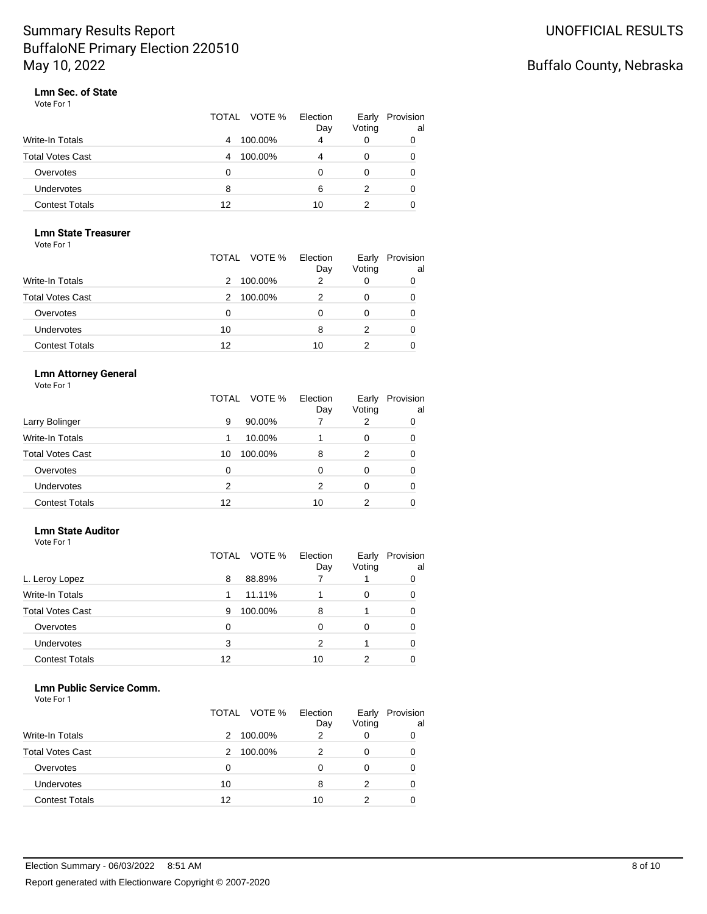Summary Results Report
BuffaloNE Primary Election 220510
May 10, 2022

UNOFFICIAL RESULTS

Buffalo County, Nebraska

### Lmn Sec. of State

Vote For 1

| | TOTAL | VOTE % | Election Day | Early Voting | Provisional |
|---|---|---|---|---|---|
| Write-In Totals | 4 | 100.00% | 4 | 0 | 0 |
| Total Votes Cast | 4 | 100.00% | 4 | 0 | 0 |
| Overvotes | 0 | | 0 | 0 | 0 |
| Undervotes | 8 | | 6 | 2 | 0 |
| Contest Totals | 12 | | 10 | 2 | 0 |

### Lmn State Treasurer

Vote For 1

| | TOTAL | VOTE % | Election Day | Early Voting | Provisional |
|---|---|---|---|---|---|
| Write-In Totals | 2 | 100.00% | 2 | 0 | 0 |
| Total Votes Cast | 2 | 100.00% | 2 | 0 | 0 |
| Overvotes | 0 | | 0 | 0 | 0 |
| Undervotes | 10 | | 8 | 2 | 0 |
| Contest Totals | 12 | | 10 | 2 | 0 |

### Lmn Attorney General

Vote For 1

| | TOTAL | VOTE % | Election Day | Early Voting | Provisional |
|---|---|---|---|---|---|
| Larry Bolinger | 9 | 90.00% | 7 | 2 | 0 |
| Write-In Totals | 1 | 10.00% | 1 | 0 | 0 |
| Total Votes Cast | 10 | 100.00% | 8 | 2 | 0 |
| Overvotes | 0 | | 0 | 0 | 0 |
| Undervotes | 2 | | 2 | 0 | 0 |
| Contest Totals | 12 | | 10 | 2 | 0 |

### Lmn State Auditor

Vote For 1

| | TOTAL | VOTE % | Election Day | Early Voting | Provisional |
|---|---|---|---|---|---|
| L. Leroy Lopez | 8 | 88.89% | 7 | 1 | 0 |
| Write-In Totals | 1 | 11.11% | 1 | 0 | 0 |
| Total Votes Cast | 9 | 100.00% | 8 | 1 | 0 |
| Overvotes | 0 | | 0 | 0 | 0 |
| Undervotes | 3 | | 2 | 1 | 0 |
| Contest Totals | 12 | | 10 | 2 | 0 |

### Lmn Public Service Comm.

Vote For 1

| | TOTAL | VOTE % | Election Day | Early Voting | Provisional |
|---|---|---|---|---|---|
| Write-In Totals | 2 | 100.00% | 2 | 0 | 0 |
| Total Votes Cast | 2 | 100.00% | 2 | 0 | 0 |
| Overvotes | 0 | | 0 | 0 | 0 |
| Undervotes | 10 | | 8 | 2 | 0 |
| Contest Totals | 12 | | 10 | 2 | 0 |

Election Summary - 06/03/2022 8:51 AM

Report generated with Electionware Copyright © 2007-2020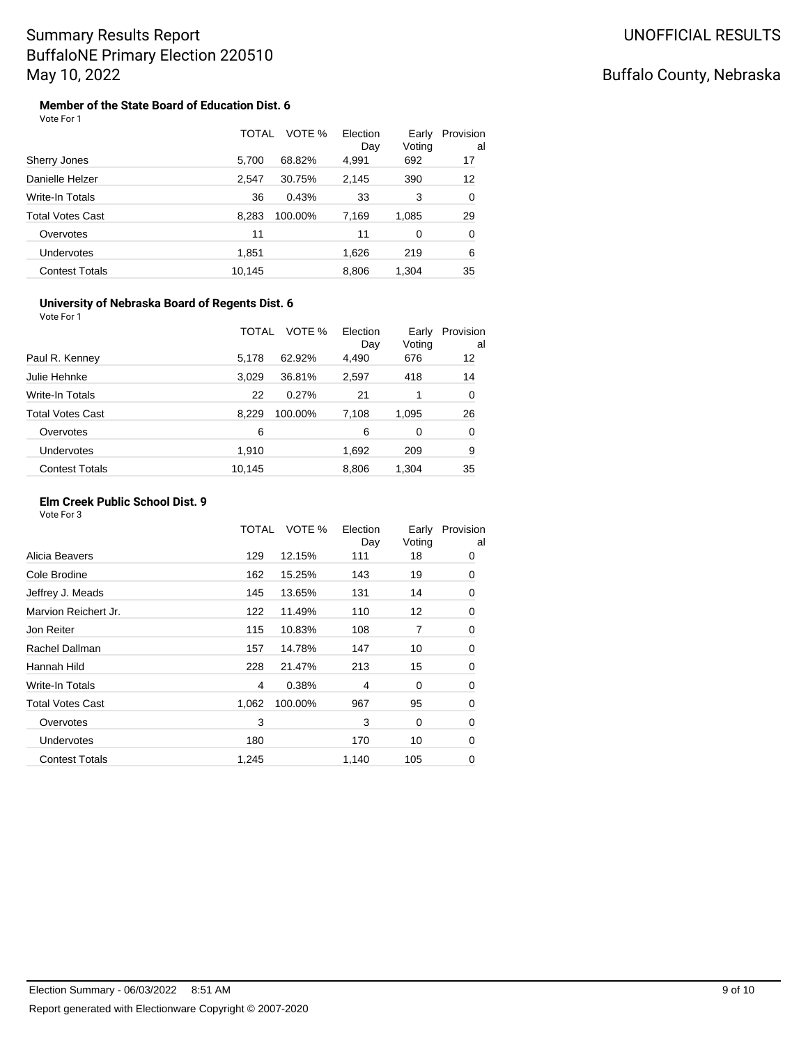# Summary Results Report
BuffaloNE Primary Election 220510
May 10, 2022

UNOFFICIAL RESULTS

Buffalo County, Nebraska

### Member of the State Board of Education Dist. 6

Vote For 1

| | TOTAL | VOTE % | Election Day | Early Voting | Provisional |
|---|---|---|---|---|---|
| Sherry Jones | 5,700 | 68.82% | 4,991 | 692 | 17 |
| Danielle Helzer | 2,547 | 30.75% | 2,145 | 390 | 12 |
| Write-In Totals | 36 | 0.43% | 33 | 3 | 0 |
| Total Votes Cast | 8,283 | 100.00% | 7,169 | 1,085 | 29 |
| Overvotes | 11 | | 11 | 0 | 0 |
| Undervotes | 1,851 | | 1,626 | 219 | 6 |
| Contest Totals | 10,145 | | 8,806 | 1,304 | 35 |

### University of Nebraska Board of Regents Dist. 6

Vote For 1

| | TOTAL | VOTE % | Election Day | Early Voting | Provisional |
|---|---|---|---|---|---|
| Paul R. Kenney | 5,178 | 62.92% | 4,490 | 676 | 12 |
| Julie Hehnke | 3,029 | 36.81% | 2,597 | 418 | 14 |
| Write-In Totals | 22 | 0.27% | 21 | 1 | 0 |
| Total Votes Cast | 8,229 | 100.00% | 7,108 | 1,095 | 26 |
| Overvotes | 6 | | 6 | 0 | 0 |
| Undervotes | 1,910 | | 1,692 | 209 | 9 |
| Contest Totals | 10,145 | | 8,806 | 1,304 | 35 |

### Elm Creek Public School Dist. 9

Vote For 3

| | TOTAL | VOTE % | Election Day | Early Voting | Provisional |
|---|---|---|---|---|---|
| Alicia Beavers | 129 | 12.15% | 111 | 18 | 0 |
| Cole Brodine | 162 | 15.25% | 143 | 19 | 0 |
| Jeffrey J. Meads | 145 | 13.65% | 131 | 14 | 0 |
| Marvion Reichert Jr. | 122 | 11.49% | 110 | 12 | 0 |
| Jon Reiter | 115 | 10.83% | 108 | 7 | 0 |
| Rachel Dallman | 157 | 14.78% | 147 | 10 | 0 |
| Hannah Hild | 228 | 21.47% | 213 | 15 | 0 |
| Write-In Totals | 4 | 0.38% | 4 | 0 | 0 |
| Total Votes Cast | 1,062 | 100.00% | 967 | 95 | 0 |
| Overvotes | 3 | | 3 | 0 | 0 |
| Undervotes | 180 | | 170 | 10 | 0 |
| Contest Totals | 1,245 | | 1,140 | 105 | 0 |

Election Summary - 06/03/2022 8:51 AM

Report generated with Electionware Copyright © 2007-2020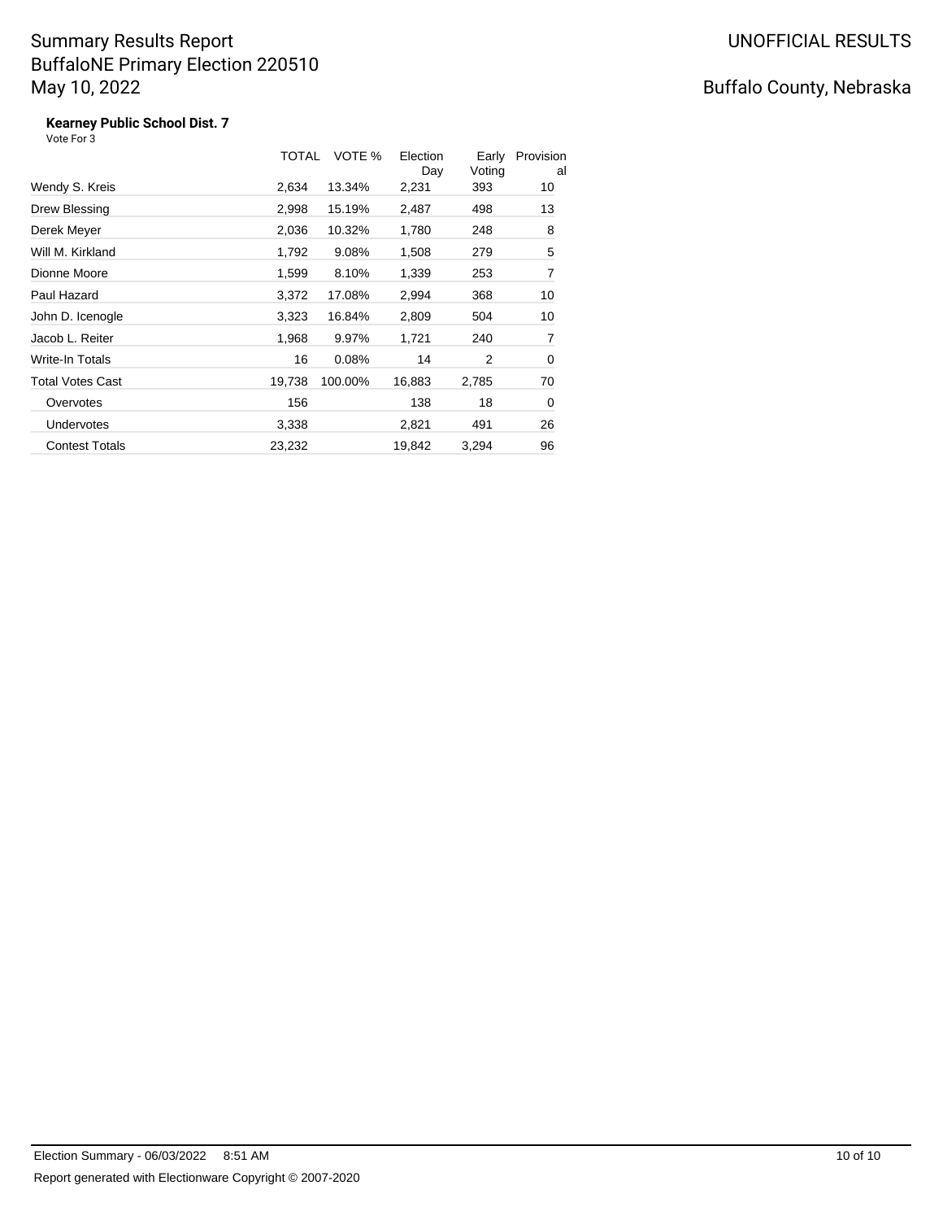Summary Results Report
BuffaloNE Primary Election 220510
May 10, 2022

UNOFFICIAL RESULTS

Buffalo County, Nebraska

**Kearney Public School Dist. 7**
Vote For 3

| | TOTAL | VOTE % | Election Day | Early Voting | Provisional |
|---|---|---|---|---|---|
| Wendy S. Kreis | 2,634 | 13.34% | 2,231 | 393 | 10 |
| Drew Blessing | 2,998 | 15.19% | 2,487 | 498 | 13 |
| Derek Meyer | 2,036 | 10.32% | 1,780 | 248 | 8 |
| Will M. Kirkland | 1,792 | 9.08% | 1,508 | 279 | 5 |
| Dionne Moore | 1,599 | 8.10% | 1,339 | 253 | 7 |
| Paul Hazard | 3,372 | 17.08% | 2,994 | 368 | 10 |
| John D. Icenogle | 3,323 | 16.84% | 2,809 | 504 | 10 |
| Jacob L. Reiter | 1,968 | 9.97% | 1,721 | 240 | 7 |
| Write-In Totals | 16 | 0.08% | 14 | 2 | 0 |
| Total Votes Cast | 19,738 | 100.00% | 16,883 | 2,785 | 70 |
| Overvotes | 156 | | 138 | 18 | 0 |
| Undervotes | 3,338 | | 2,821 | 491 | 26 |
| Contest Totals | 23,232 | | 19,842 | 3,294 | 96 |

Election Summary - 06/03/2022 8:51 AM

Report generated with Electionware Copyright © 2007-2020